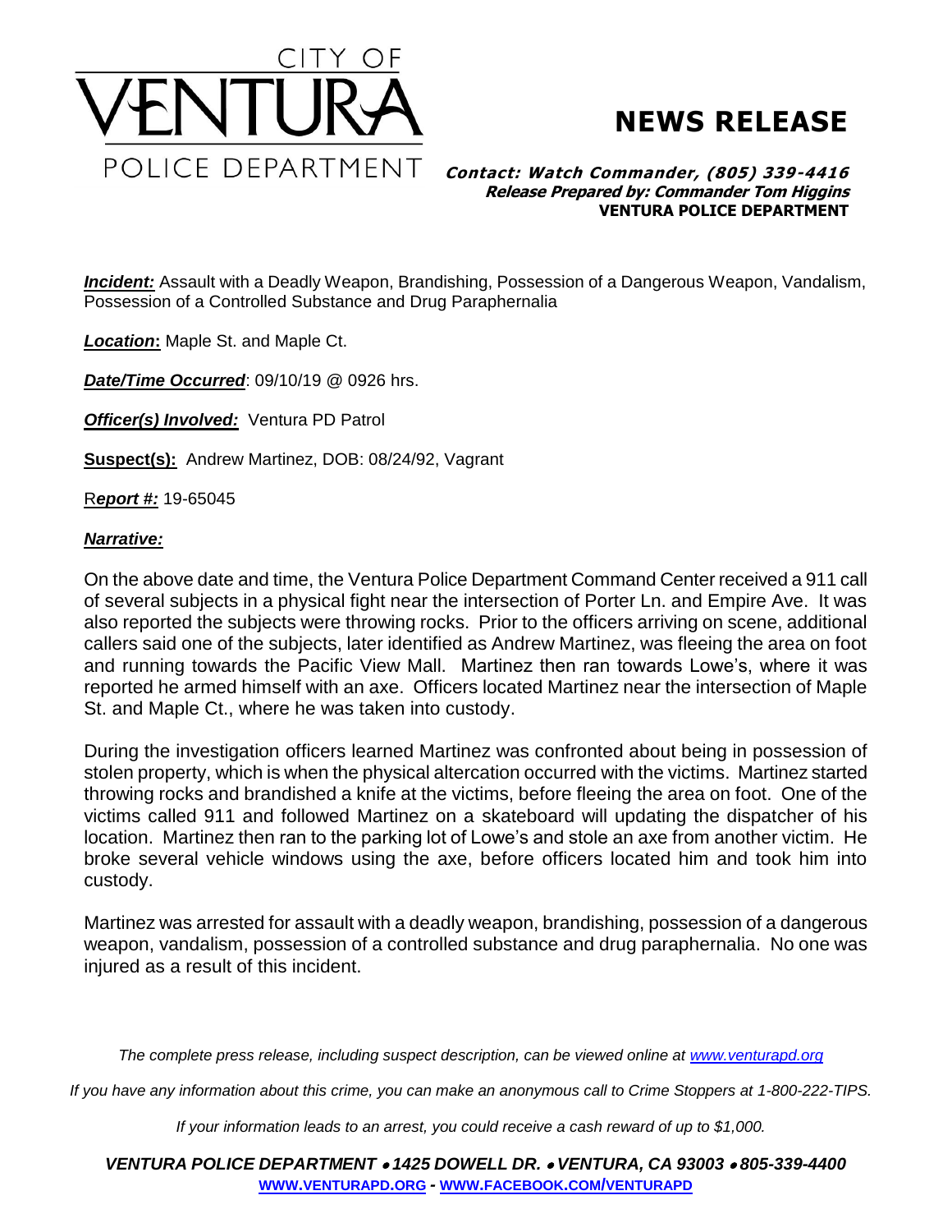CITY OF

# VENTURA

POLICE DEPARTMENT

# NEWS RELEASE

***Contact: Watch Commander, (805) 339-4416***
***Release Prepared by: Commander Tom Higgins***
**VENTURA POLICE DEPARTMENT**

***Incident:*** Assault with a Deadly Weapon, Brandishing, Possession of a Dangerous Weapon, Vandalism, Possession of a Controlled Substance and Drug Paraphernalia

***Location*:** Maple St. and Maple Ct.

***Date/Time Occurred***: 09/10/19 @ 0926 hrs.

***Officer(s) Involved:*** Ventura PD Patrol

**Suspect(s):** Andrew Martinez, DOB: 08/24/92, Vagrant

R***eport #:*** 19-65045

***Narrative:***

On the above date and time, the Ventura Police Department Command Center received a 911 call of several subjects in a physical fight near the intersection of Porter Ln. and Empire Ave. It was also reported the subjects were throwing rocks. Prior to the officers arriving on scene, additional callers said one of the subjects, later identified as Andrew Martinez, was fleeing the area on foot and running towards the Pacific View Mall. Martinez then ran towards Lowe's, where it was reported he armed himself with an axe. Officers located Martinez near the intersection of Maple St. and Maple Ct., where he was taken into custody.

During the investigation officers learned Martinez was confronted about being in possession of stolen property, which is when the physical altercation occurred with the victims. Martinez started throwing rocks and brandished a knife at the victims, before fleeing the area on foot. One of the victims called 911 and followed Martinez on a skateboard will updating the dispatcher of his location. Martinez then ran to the parking lot of Lowe's and stole an axe from another victim. He broke several vehicle windows using the axe, before officers located him and took him into custody.

Martinez was arrested for assault with a deadly weapon, brandishing, possession of a dangerous weapon, vandalism, possession of a controlled substance and drug paraphernalia. No one was injured as a result of this incident.

*The complete press release, including suspect description, can be viewed online at [www.venturapd.org](http://www.venturapd.org)*

*If you have any information about this crime, you can make an anonymous call to Crime Stoppers at 1-800-222-TIPS.*

*If your information leads to an arrest, you could receive a cash reward of up to $1,000.*

***VENTURA POLICE DEPARTMENT • 1425 DOWELL DR. • VENTURA, CA 93003 • 805-339-4400***
**[WWW.VENTURAPD.ORG](http://www.venturapd.org) - [WWW.FACEBOOK.COM/VENTURAPD](http://www.facebook.com/venturapd)**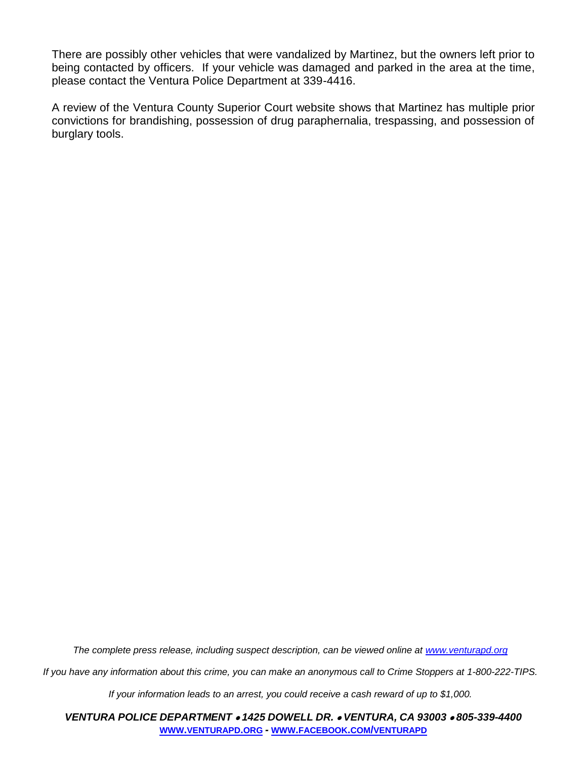There are possibly other vehicles that were vandalized by Martinez, but the owners left prior to being contacted by officers. If your vehicle was damaged and parked in the area at the time, please contact the Ventura Police Department at 339-4416.

A review of the Ventura County Superior Court website shows that Martinez has multiple prior convictions for brandishing, possession of drug paraphernalia, trespassing, and possession of burglary tools.

*The complete press release, including suspect description, can be viewed online at [www.venturapd.org](http://www.venturapd.org)*

*If you have any information about this crime, you can make an anonymous call to Crime Stoppers at 1-800-222-TIPS.*

*If your information leads to an arrest, you could receive a cash reward of up to $1,000.*

***VENTURA POLICE DEPARTMENT • 1425 DOWELL DR. • VENTURA, CA 93003 • 805-339-4400***

**[WWW.VENTURAPD.ORG](http://www.venturapd.org) - [WWW.FACEBOOK.COM/VENTURAPD](http://www.facebook.com/venturapd)**